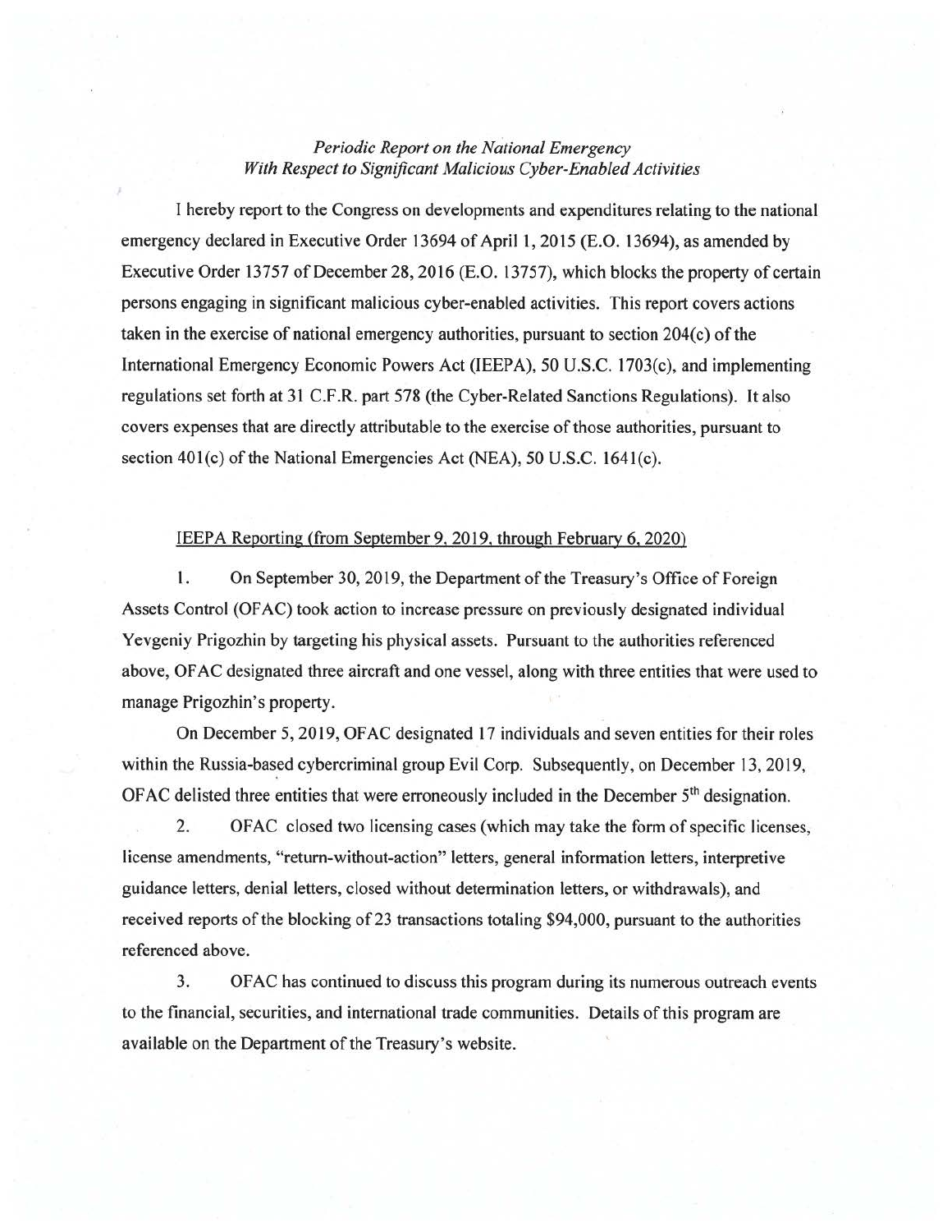*Periodic Report on the National Emergency*
*With Respect to Significant Malicious Cyber-Enabled Activities*

I hereby report to the Congress on developments and expenditures relating to the national emergency declared in Executive Order 13694 of April 1, 2015 (E.O. 13694), as amended by Executive Order 13757 of December 28, 2016 (E.O. 13757), which blocks the property of certain persons engaging in significant malicious cyber-enabled activities. This report covers actions taken in the exercise of national emergency authorities, pursuant to section 204(c) of the International Emergency Economic Powers Act (IEEPA), 50 U.S.C. 1703(c), and implementing regulations set forth at 31 C.F.R. part 578 (the Cyber-Related Sanctions Regulations). It also covers expenses that are directly attributable to the exercise of those authorities, pursuant to section 401(c) of the National Emergencies Act (NEA), 50 U.S.C. 1641(c).

IEEPA Reporting (from September 9, 2019, through February 6, 2020)

1. On September 30, 2019, the Department of the Treasury's Office of Foreign Assets Control (OFAC) took action to increase pressure on previously designated individual Yevgeniy Prigozhin by targeting his physical assets. Pursuant to the authorities referenced above, OFAC designated three aircraft and one vessel, along with three entities that were used to manage Prigozhin's property.

On December 5, 2019, OFAC designated 17 individuals and seven entities for their roles within the Russia-based cybercriminal group Evil Corp. Subsequently, on December 13, 2019, OFAC delisted three entities that were erroneously included in the December 5th designation.

2. OFAC closed two licensing cases (which may take the form of specific licenses, license amendments, "return-without-action" letters, general information letters, interpretive guidance letters, denial letters, closed without determination letters, or withdrawals), and received reports of the blocking of 23 transactions totaling $94,000, pursuant to the authorities referenced above.

3. OFAC has continued to discuss this program during its numerous outreach events to the financial, securities, and international trade communities. Details of this program are available on the Department of the Treasury's website.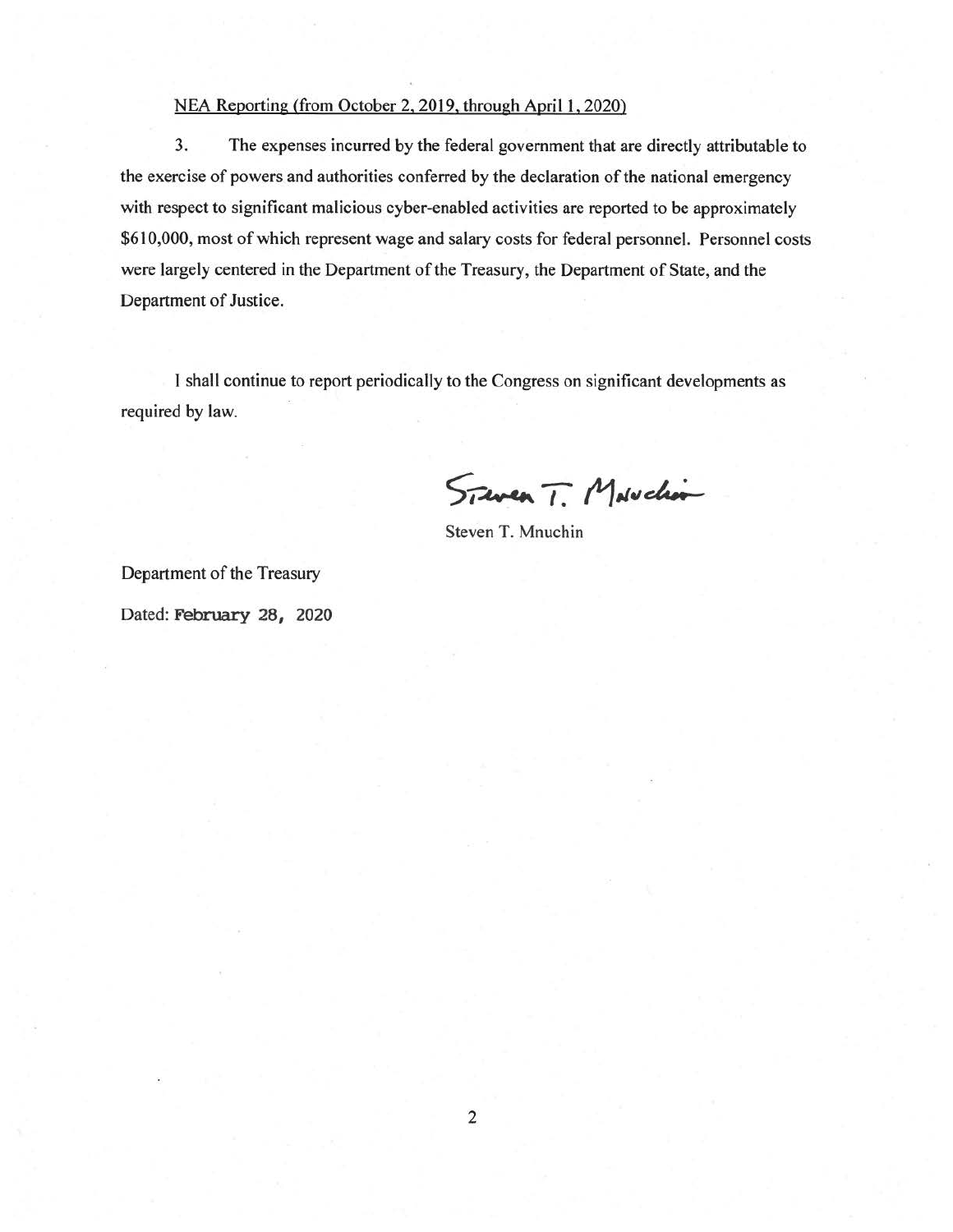<u>NEA Reporting (from October 2, 2019, through April 1, 2020)</u>

3. The expenses incurred by the federal government that are directly attributable to the exercise of powers and authorities conferred by the declaration of the national emergency with respect to significant malicious cyber-enabled activities are reported to be approximately $610,000, most of which represent wage and salary costs for federal personnel. Personnel costs were largely centered in the Department of the Treasury, the Department of State, and the Department of Justice.

I shall continue to report periodically to the Congress on significant developments as required by law.

Steven T. Mnuchin

Department of the Treasury

Dated: February 28, 2020